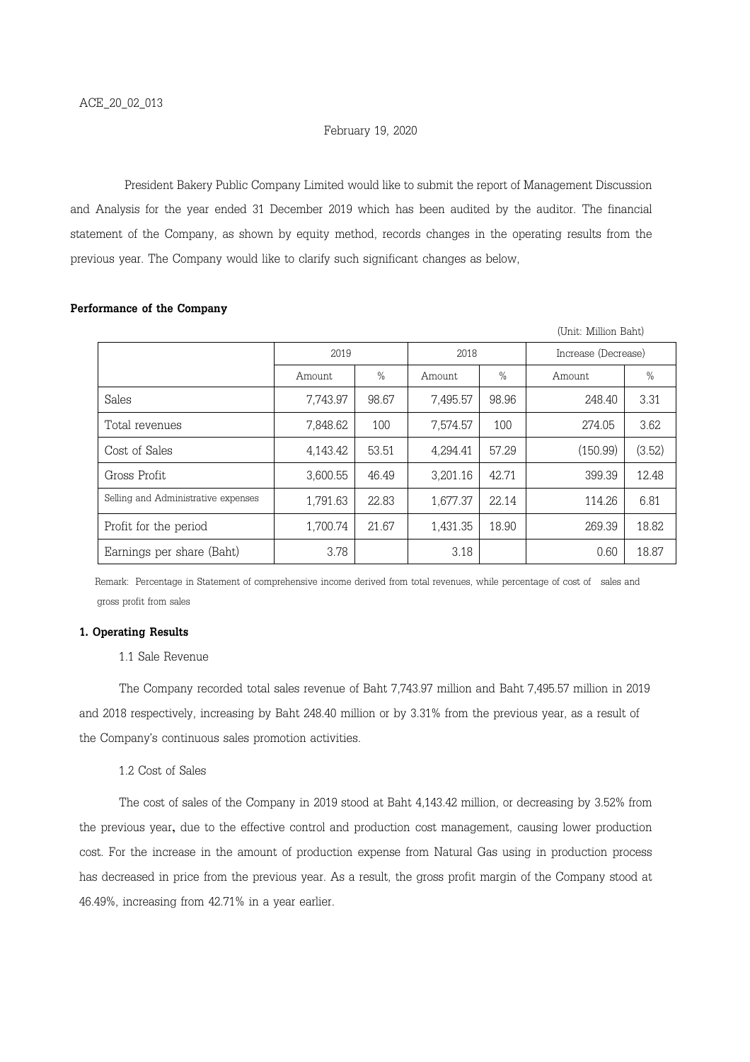ACE_20_02_013

February 19, 2020

President Bakery Public Company Limited would like to submit the report of Management Discussion and Analysis for the year ended 31 December 2019 which has been audited by the auditor. The financial statement of the Company, as shown by equity method, records changes in the operating results from the previous year. The Company would like to clarify such significant changes as below,

**Performance of the Company**

(Unit: Million Baht)

| | 2019 | | 2018 | | Increase (Decrease) | |
|---|---|---|---|---|---|---|
| | Amount | % | Amount | % | Amount | % |
| Sales | 7,743.97 | 98.67 | 7,495.57 | 98.96 | 248.40 | 3.31 |
| Total revenues | 7,848.62 | 100 | 7,574.57 | 100 | 274.05 | 3.62 |
| Cost of Sales | 4,143.42 | 53.51 | 4,294.41 | 57.29 | (150.99) | (3.52) |
| Gross Profit | 3,600.55 | 46.49 | 3,201.16 | 42.71 | 399.39 | 12.48 |
| Selling and Administrative expenses | 1,791.63 | 22.83 | 1,677.37 | 22.14 | 114.26 | 6.81 |
| Profit for the period | 1,700.74 | 21.67 | 1,431.35 | 18.90 | 269.39 | 18.82 |
| Earnings per share (Baht) | 3.78 | | 3.18 | | 0.60 | 18.87 |

Remark: Percentage in Statement of comprehensive income derived from total revenues, while percentage of cost of sales and gross profit from sales

**1. Operating Results**

1.1 Sale Revenue

The Company recorded total sales revenue of Baht 7,743.97 million and Baht 7,495.57 million in 2019 and 2018 respectively, increasing by Baht 248.40 million or by 3.31% from the previous year, as a result of the Company's continuous sales promotion activities.

1.2 Cost of Sales

The cost of sales of the Company in 2019 stood at Baht 4,143.42 million, or decreasing by 3.52% from the previous year, due to the effective control and production cost management, causing lower production cost. For the increase in the amount of production expense from Natural Gas using in production process has decreased in price from the previous year. As a result, the gross profit margin of the Company stood at 46.49%, increasing from 42.71% in a year earlier.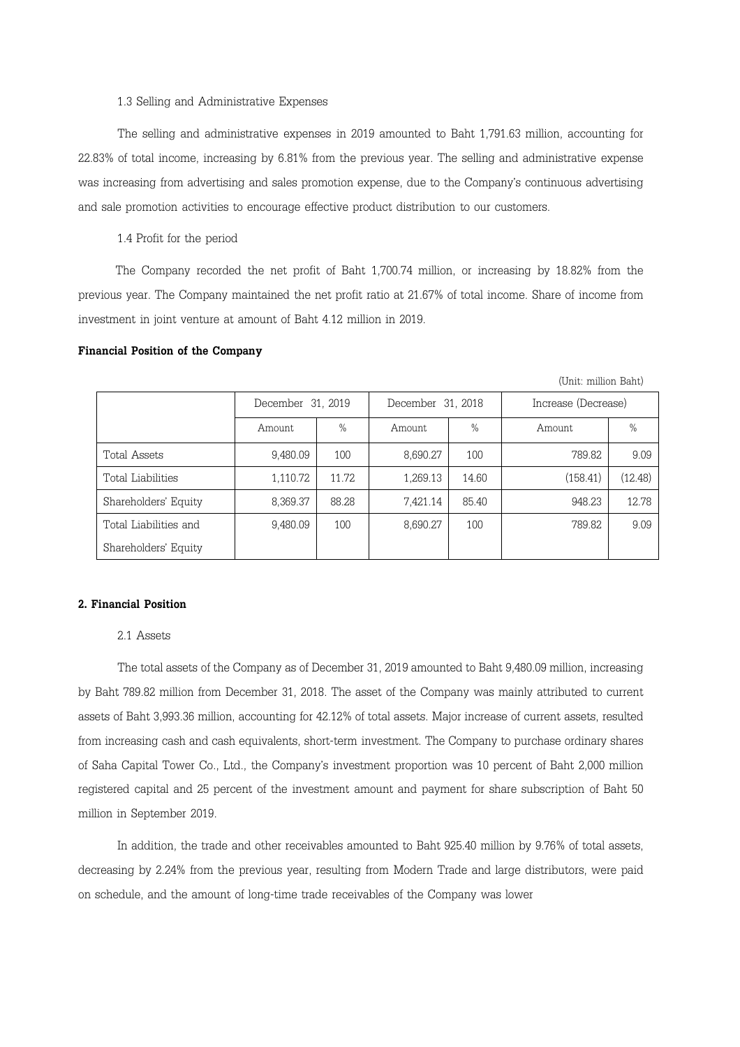1.3 Selling and Administrative Expenses

The selling and administrative expenses in 2019 amounted to Baht 1,791.63 million, accounting for 22.83% of total income, increasing by 6.81% from the previous year. The selling and administrative expense was increasing from advertising and sales promotion expense, due to the Company's continuous advertising and sale promotion activities to encourage effective product distribution to our customers.

1.4 Profit for the period

The Company recorded the net profit of Baht 1,700.74 million, or increasing by 18.82% from the previous year. The Company maintained the net profit ratio at 21.67% of total income. Share of income from investment in joint venture at amount of Baht 4.12 million in 2019.

**Financial Position of the Company**

(Unit: million Baht)

| | December 31, 2019 | | December 31, 2018 | | Increase (Decrease) | |
|---|---|---|---|---|---|---|
| | Amount | % | Amount | % | Amount | % |
| Total Assets | 9,480.09 | 100 | 8,690.27 | 100 | 789.82 | 9.09 |
| Total Liabilities | 1,110.72 | 11.72 | 1,269.13 | 14.60 | (158.41) | (12.48) |
| Shareholders' Equity | 8,369.37 | 88.28 | 7,421.14 | 85.40 | 948.23 | 12.78 |
| Total Liabilities and Shareholders' Equity | 9,480.09 | 100 | 8,690.27 | 100 | 789.82 | 9.09 |

**2. Financial Position**

2.1 Assets

The total assets of the Company as of December 31, 2019 amounted to Baht 9,480.09 million, increasing by Baht 789.82 million from December 31, 2018. The asset of the Company was mainly attributed to current assets of Baht 3,993.36 million, accounting for 42.12% of total assets. Major increase of current assets, resulted from increasing cash and cash equivalents, short-term investment. The Company to purchase ordinary shares of Saha Capital Tower Co., Ltd., the Company's investment proportion was 10 percent of Baht 2,000 million registered capital and 25 percent of the investment amount and payment for share subscription of Baht 50 million in September 2019.

In addition, the trade and other receivables amounted to Baht 925.40 million by 9.76% of total assets, decreasing by 2.24% from the previous year, resulting from Modern Trade and large distributors, were paid on schedule, and the amount of long-time trade receivables of the Company was lower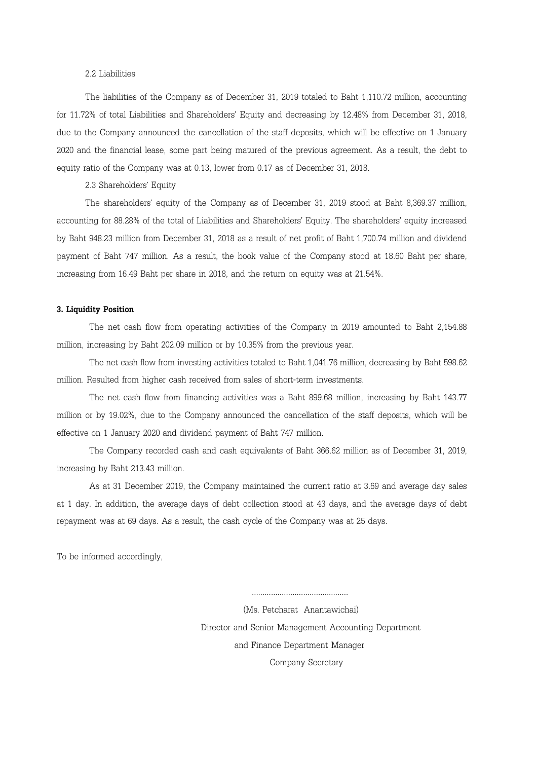2.2 Liabilities

The liabilities of the Company as of December 31, 2019 totaled to Baht 1,110.72 million, accounting for 11.72% of total Liabilities and Shareholders' Equity and decreasing by 12.48% from December 31, 2018, due to the Company announced the cancellation of the staff deposits, which will be effective on 1 January 2020 and the financial lease, some part being matured of the previous agreement. As a result, the debt to equity ratio of the Company was at 0.13, lower from 0.17 as of December 31, 2018.

2.3 Shareholders' Equity

The shareholders' equity of the Company as of December 31, 2019 stood at Baht 8,369.37 million, accounting for 88.28% of the total of Liabilities and Shareholders' Equity. The shareholders' equity increased by Baht 948.23 million from December 31, 2018 as a result of net profit of Baht 1,700.74 million and dividend payment of Baht 747 million. As a result, the book value of the Company stood at 18.60 Baht per share, increasing from 16.49 Baht per share in 2018, and the return on equity was at 21.54%.

**3. Liquidity Position**

The net cash flow from operating activities of the Company in 2019 amounted to Baht 2,154.88 million, increasing by Baht 202.09 million or by 10.35% from the previous year.

The net cash flow from investing activities totaled to Baht 1,041.76 million, decreasing by Baht 598.62 million. Resulted from higher cash received from sales of short-term investments.

The net cash flow from financing activities was a Baht 899.68 million, increasing by Baht 143.77 million or by 19.02%, due to the Company announced the cancellation of the staff deposits, which will be effective on 1 January 2020 and dividend payment of Baht 747 million.

The Company recorded cash and cash equivalents of Baht 366.62 million as of December 31, 2019, increasing by Baht 213.43 million.

As at 31 December 2019, the Company maintained the current ratio at 3.69 and average day sales at 1 day. In addition, the average days of debt collection stood at 43 days, and the average days of debt repayment was at 69 days. As a result, the cash cycle of the Company was at 25 days.

To be informed accordingly,

............................................

(Ms. Petcharat Anantawichai)

Director and Senior Management Accounting Department

and Finance Department Manager

Company Secretary